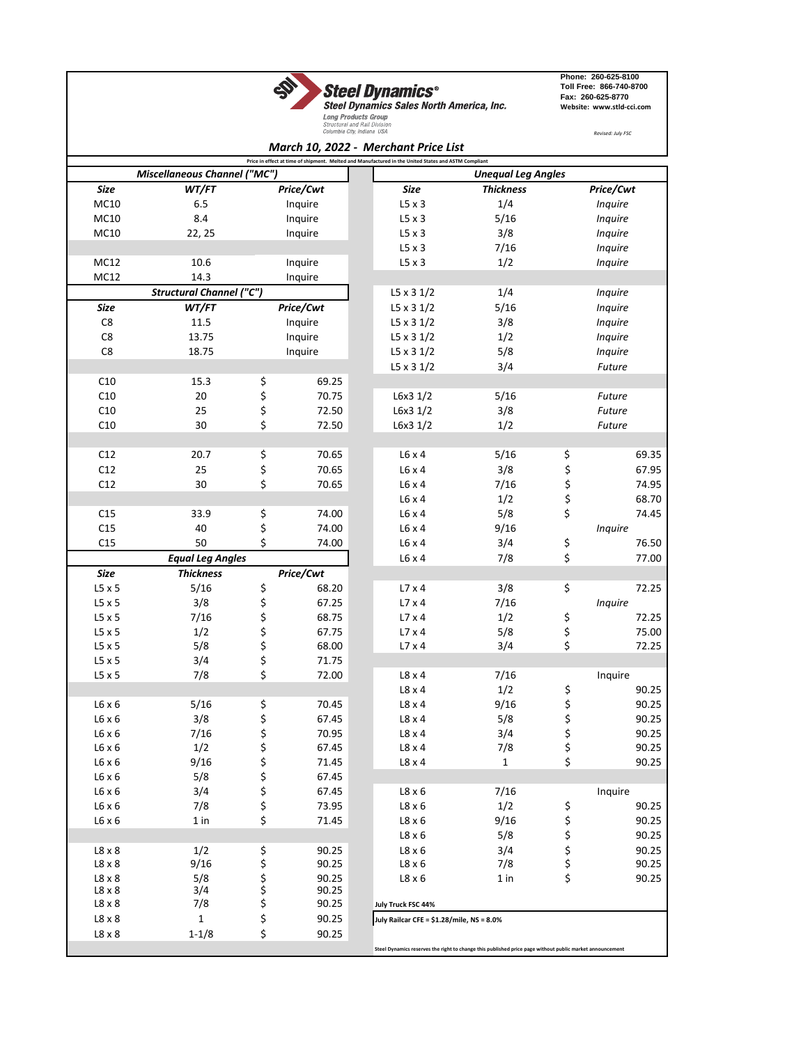**Steel Dynamics®**
**Steel Dynamics Sales North America, Inc.**
Long Products Group
Structural and Rail Division
Columbia City, Indiana USA

Phone: 260-625-8100
Toll Free: 866-740-8700
Fax: 260-625-8770
Website: www.stld-cci.com

Revised: July FSC

## March 10, 2022 - Merchant Price List

Price in effect at time of shipment. Melted and Manufactured in the United States and ASTM Compliant

### Miscellaneous Channel ("MC")

| Size | WT/FT | Price/Cwt |
|---|---|---|
| MC10 | 6.5 | Inquire |
| MC10 | 8.4 | Inquire |
| MC10 | 22, 25 | Inquire |
| | | |
| MC12 | 10.6 | Inquire |
| MC12 | 14.3 | Inquire |

### Structural Channel ("C")

| Size | WT/FT | Price/Cwt |
|---|---|---|
| C8 | 11.5 | Inquire |
| C8 | 13.75 | Inquire |
| C8 | 18.75 | Inquire |
| | | |
| C10 | 15.3 | $ 69.25 |
| C10 | 20 | $ 70.75 |
| C10 | 25 | $ 72.50 |
| C10 | 30 | $ 72.50 |
| | | |
| C12 | 20.7 | $ 70.65 |
| C12 | 25 | $ 70.65 |
| C12 | 30 | $ 70.65 |
| | | |
| C15 | 33.9 | $ 74.00 |
| C15 | 40 | $ 74.00 |
| C15 | 50 | $ 74.00 |

### Equal Leg Angles

| Size | Thickness | Price/Cwt |
|---|---|---|
| L5 x 5 | 5/16 | $ 68.20 |
| L5 x 5 | 3/8 | $ 67.25 |
| L5 x 5 | 7/16 | $ 68.75 |
| L5 x 5 | 1/2 | $ 67.75 |
| L5 x 5 | 5/8 | $ 68.00 |
| L5 x 5 | 3/4 | $ 71.75 |
| L5 x 5 | 7/8 | $ 72.00 |
| | | |
| L6 x 6 | 5/16 | $ 70.45 |
| L6 x 6 | 3/8 | $ 67.45 |
| L6 x 6 | 7/16 | $ 70.95 |
| L6 x 6 | 1/2 | $ 67.45 |
| L6 x 6 | 9/16 | $ 71.45 |
| L6 x 6 | 5/8 | $ 67.45 |
| L6 x 6 | 3/4 | $ 67.45 |
| L6 x 6 | 7/8 | $ 73.95 |
| L6 x 6 | 1 in | $ 71.45 |
| | | |
| L8 x 8 | 1/2 | $ 90.25 |
| L8 x 8 | 9/16 | $ 90.25 |
| L8 x 8 | 5/8 | $ 90.25 |
| L8 x 8 | 3/4 | $ 90.25 |
| L8 x 8 | 7/8 | $ 90.25 |
| L8 x 8 | 1 | $ 90.25 |
| L8 x 8 | 1-1/8 | $ 90.25 |

### Unequal Leg Angles

| Size | Thickness | Price/Cwt |
|---|---|---|
| L5 x 3 | 1/4 | Inquire |
| L5 x 3 | 5/16 | Inquire |
| L5 x 3 | 3/8 | Inquire |
| L5 x 3 | 7/16 | Inquire |
| L5 x 3 | 1/2 | Inquire |
| | | |
| L5 x 3 1/2 | 1/4 | Inquire |
| L5 x 3 1/2 | 5/16 | Inquire |
| L5 x 3 1/2 | 3/8 | Inquire |
| L5 x 3 1/2 | 1/2 | Inquire |
| L5 x 3 1/2 | 5/8 | Inquire |
| L5 x 3 1/2 | 3/4 | Future |
| | | |
| L6x3 1/2 | 5/16 | Future |
| L6x3 1/2 | 3/8 | Future |
| L6x3 1/2 | 1/2 | Future |
| | | |
| L6 x 4 | 5/16 | $ 69.35 |
| L6 x 4 | 3/8 | $ 67.95 |
| L6 x 4 | 7/16 | $ 74.95 |
| L6 x 4 | 1/2 | $ 68.70 |
| L6 x 4 | 5/8 | $ 74.45 |
| L6 x 4 | 9/16 | Inquire |
| L6 x 4 | 3/4 | $ 76.50 |
| L6 x 4 | 7/8 | $ 77.00 |
| | | |
| L7 x 4 | 3/8 | $ 72.25 |
| L7 x 4 | 7/16 | Inquire |
| L7 x 4 | 1/2 | $ 72.25 |
| L7 x 4 | 5/8 | $ 75.00 |
| L7 x 4 | 3/4 | $ 72.25 |
| | | |
| L8 x 4 | 7/16 | Inquire |
| L8 x 4 | 1/2 | $ 90.25 |
| L8 x 4 | 9/16 | $ 90.25 |
| L8 x 4 | 5/8 | $ 90.25 |
| L8 x 4 | 3/4 | $ 90.25 |
| L8 x 4 | 7/8 | $ 90.25 |
| L8 x 4 | 1 | $ 90.25 |
| | | |
| L8 x 6 | 7/16 | Inquire |
| L8 x 6 | 1/2 | $ 90.25 |
| L8 x 6 | 9/16 | $ 90.25 |
| L8 x 6 | 5/8 | $ 90.25 |
| L8 x 6 | 3/4 | $ 90.25 |
| L8 x 6 | 7/8 | $ 90.25 |
| L8 x 6 | 1 in | $ 90.25 |

**July Truck FSC 44%**

**July Railcar CFE = $1.28/mile, NS = 8.0%**

Steel Dynamics reserves the right to change this published price page without public market announcement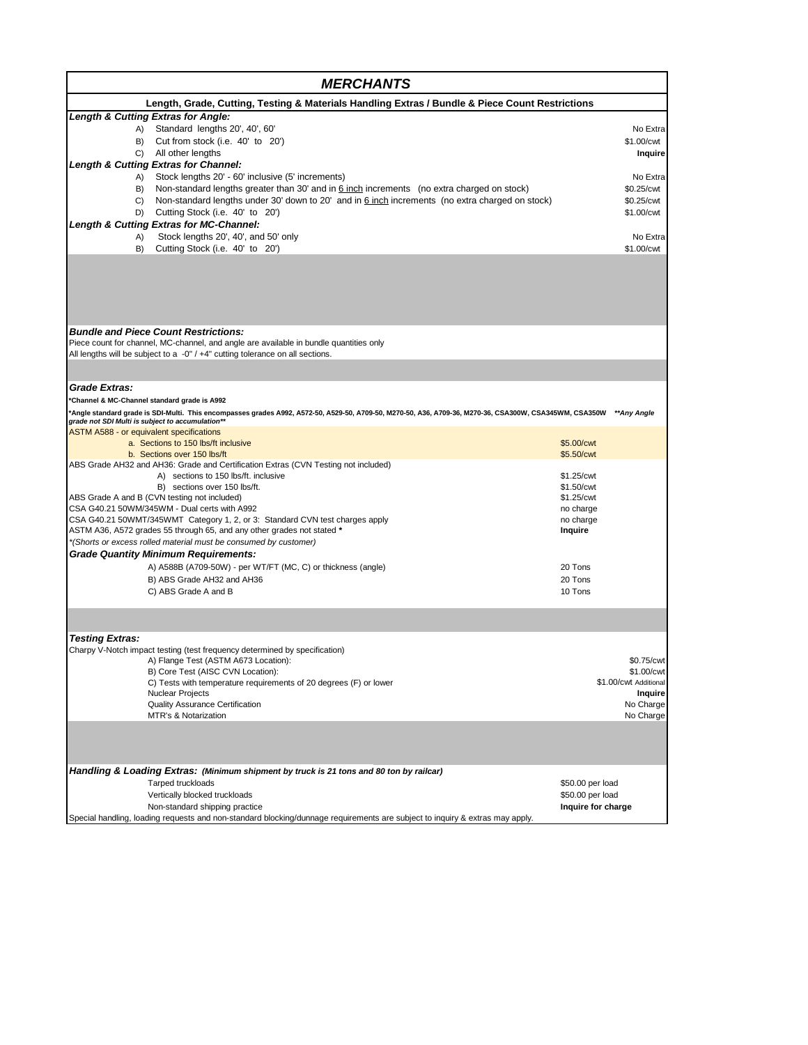# MERCHANTS

## Length, Grade, Cutting, Testing & Materials Handling Extras / Bundle & Piece Count Restrictions

***Length & Cutting Extras for Angle:***

| | | |
|---|---|---|
| A) | Standard lengths 20', 40', 60' | No Extra |
| B) | Cut from stock (i.e. 40' to 20') | $1.00/cwt |
| C) | All other lengths | **Inquire** |

***Length & Cutting Extras for Channel:***

| | | |
|---|---|---|
| A) | Stock lengths 20' - 60' inclusive (5' increments) | No Extra |
| B) | Non-standard lengths greater than 30' and in 6 inch increments (no extra charged on stock) | $0.25/cwt |
| C) | Non-standard lengths under 30' down to 20' and in 6 inch increments (no extra charged on stock) | $0.25/cwt |
| D) | Cutting Stock (i.e. 40' to 20') | $1.00/cwt |

***Length & Cutting Extras for MC-Channel:***

| | | |
|---|---|---|
| A) | Stock lengths 20', 40', and 50' only | No Extra |
| B) | Cutting Stock (i.e. 40' to 20') | $1.00/cwt |

***Bundle and Piece Count Restrictions:***

Piece count for channel, MC-channel, and angle are available in bundle quantities only

All lengths will be subject to a -0" / +4" cutting tolerance on all sections.

***Grade Extras:***

**\*Channel & MC-Channel standard grade is A992**

**\*Angle standard grade is SDI-Multi. This encompasses grades A992, A572-50, A529-50, A709-50, M270-50, A36, A709-36, M270-36, CSA300W, CSA345WM, CSA350W *\*\*Any Angle grade not SDI Multi is subject to accumulation\*\****

| | |
|---|---|
| ASTM A588 - or equivalent specifications | |
| a. Sections to 150 lbs/ft inclusive | $5.00/cwt |
| b. Sections over 150 lbs/ft | $5.50/cwt |
| ABS Grade AH32 and AH36: Grade and Certification Extras (CVN Testing not included) | |
| A) sections to 150 lbs/ft. inclusive | $1.25/cwt |
| B) sections over 150 lbs/ft. | $1.50/cwt |
| ABS Grade A and B (CVN testing not included) | $1.25/cwt |
| CSA G40.21 50WM/345WM - Dual certs with A992 | no charge |
| CSA G40.21 50WMT/345WMT Category 1, 2, or 3: Standard CVN test charges apply | no charge |
| ASTM A36, A572 grades 55 through 65, and any other grades not stated **\*** | **Inquire** |

*\*(Shorts or excess rolled material must be consumed by customer)*

***Grade Quantity Minimum Requirements:***

| | |
|---|---|
| A) A588B (A709-50W) - per WT/FT (MC, C) or thickness (angle) | 20 Tons |
| B) ABS Grade AH32 and AH36 | 20 Tons |
| C) ABS Grade A and B | 10 Tons |

***Testing Extras:***

Charpy V-Notch impact testing (test frequency determined by specification)

| | |
|---|---|
| A) Flange Test (ASTM A673 Location): | $0.75/cwt |
| B) Core Test (AISC CVN Location): | $1.00/cwt |
| C) Tests with temperature requirements of 20 degrees (F) or lower | $1.00/cwt Additional |
| Nuclear Projects | **Inquire** |
| Quality Assurance Certification | No Charge |
| MTR's & Notarization | No Charge |

***Handling & Loading Extras:*** ***(Minimum shipment by truck is 21 tons and 80 ton by railcar)***

| | |
|---|---|
| Tarped truckloads | $50.00 per load |
| Vertically blocked truckloads | $50.00 per load |
| Non-standard shipping practice | **Inquire for charge** |

Special handling, loading requests and non-standard blocking/dunnage requirements are subject to inquiry & extras may apply.